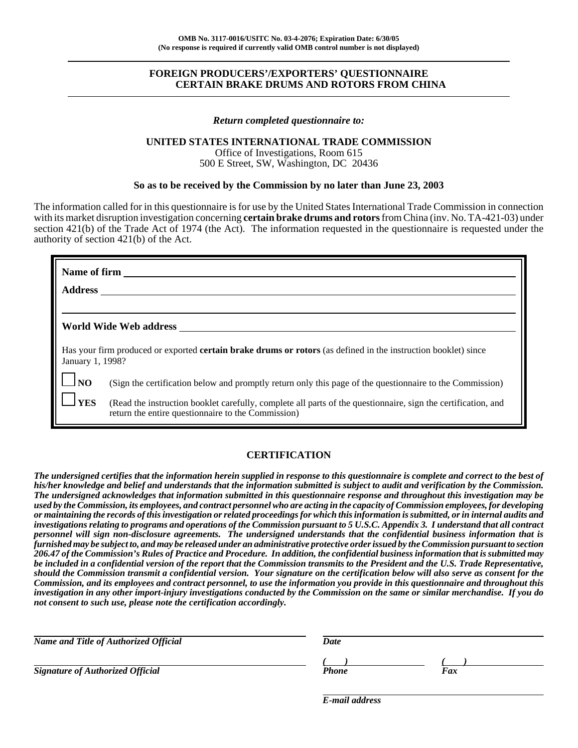**OMB No. 3117-0016/USITC No. 03-4-2076; Expiration Date: 6/30/05**
**(No response is required if currently valid OMB control number is not displayed)**

# FOREIGN PRODUCERS'/EXPORTERS' QUESTIONNAIRE CERTAIN BRAKE DRUMS AND ROTORS FROM CHINA

***Return completed questionnaire to:***

**UNITED STATES INTERNATIONAL TRADE COMMISSION**
Office of Investigations, Room 615
500 E Street, SW, Washington, DC 20436

**So as to be received by the Commission by no later than June 23, 2003**

The information called for in this questionnaire is for use by the United States International Trade Commission in connection with its market disruption investigation concerning **certain brake drums and rotors** from China (inv. No. TA-421-03) under section 421(b) of the Trade Act of 1974 (the Act). The information requested in the questionnaire is requested under the authority of section 421(b) of the Act.

**Name of firm** ____________________

**Address** ____________________

____________________

**World Wide Web address** ____________________

Has your firm produced or exported **certain brake drums or rotors** (as defined in the instruction booklet) since January 1, 1998?

☐ **NO** (Sign the certification below and promptly return only this page of the questionnaire to the Commission)

☐ **YES** (Read the instruction booklet carefully, complete all parts of the questionnaire, sign the certification, and return the entire questionnaire to the Commission)

## CERTIFICATION

***The undersigned certifies that the information herein supplied in response to this questionnaire is complete and correct to the best of his/her knowledge and belief and understands that the information submitted is subject to audit and verification by the Commission. The undersigned acknowledges that information submitted in this questionnaire response and throughout this investigation may be used by the Commission, its employees, and contract personnel who are acting in the capacity of Commission employees, for developing or maintaining the records of this investigation or related proceedings for which this information is submitted, or in internal audits and investigations relating to programs and operations of the Commission pursuant to 5 U.S.C. Appendix 3. I understand that all contract personnel will sign non-disclosure agreements. The undersigned understands that the confidential business information that is furnished may be subject to, and may be released under an administrative protective order issued by the Commission pursuant to section 206.47 of the Commission's Rules of Practice and Procedure. In addition, the confidential business information that is submitted may be included in a confidential version of the report that the Commission transmits to the President and the U.S. Trade Representative, should the Commission transmit a confidential version. Your signature on the certification below will also serve as consent for the Commission, and its employees and contract personnel, to use the information you provide in this questionnaire and throughout this investigation in any other import-injury investigations conducted by the Commission on the same or similar merchandise. If you do not consent to such use, please note the certification accordingly.***

____________________
***Name and Title of Authorized Official***

____________________
***Date***

____________________
***Signature of Authorized Official***

***(    )*** ____________________
***Phone***

***(    )*** ____________________
***Fax***

____________________
***E-mail address***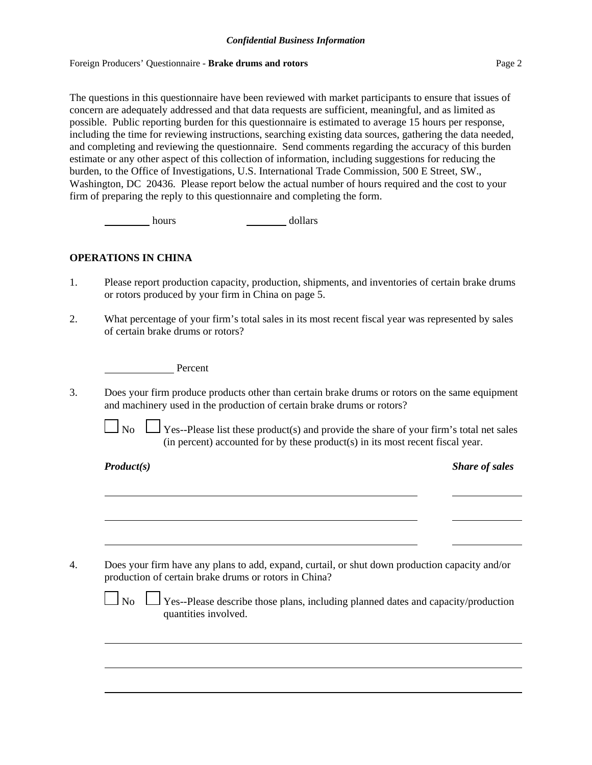The questions in this questionnaire have been reviewed with market participants to ensure that issues of concern are adequately addressed and that data requests are sufficient, meaningful, and as limited as possible. Public reporting burden for this questionnaire is estimated to average 15 hours per response, including the time for reviewing instructions, searching existing data sources, gathering the data needed, and completing and reviewing the questionnaire. Send comments regarding the accuracy of this burden estimate or any other aspect of this collection of information, including suggestions for reducing the burden, to the Office of Investigations, U.S. International Trade Commission, 500 E Street, SW., Washington, DC 20436. Please report below the actual number of hours required and the cost to your firm of preparing the reply to this questionnaire and completing the form.

________ hours ________ dollars

## OPERATIONS IN CHINA

1. Please report production capacity, production, shipments, and inventories of certain brake drums or rotors produced by your firm in China on page 5.

2. What percentage of your firm's total sales in its most recent fiscal year was represented by sales of certain brake drums or rotors?

   ____________ Percent

3. Does your firm produce products other than certain brake drums or rotors on the same equipment and machinery used in the production of certain brake drums or rotors?

   ☐ No ☐ Yes--Please list these product(s) and provide the share of your firm's total net sales (in percent) accounted for by these product(s) in its most recent fiscal year.

   | ***Product(s)*** | ***Share of sales*** |
   |---|---|
   | | |
   | | |
   | | |

4. Does your firm have any plans to add, expand, curtail, or shut down production capacity and/or production of certain brake drums or rotors in China?

   ☐ No ☐ Yes--Please describe those plans, including planned dates and capacity/production quantities involved.

   ______________________________________________________________

   ______________________________________________________________

   ______________________________________________________________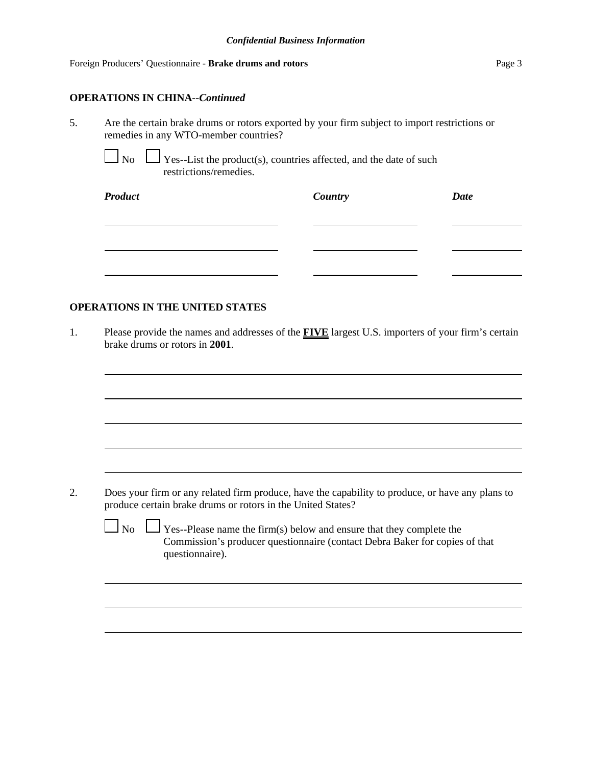## OPERATIONS IN CHINA--*Continued*

5. Are the certain brake drums or rotors exported by your firm subject to import restrictions or remedies in any WTO-member countries?

   ☐ No ☐ Yes--List the product(s), countries affected, and the date of such restrictions/remedies.

| *Product* | *Country* | *Date* |
|---|---|---|
| | | |
| | | |
| | | |

## OPERATIONS IN THE UNITED STATES

1. Please provide the names and addresses of the **FIVE** largest U.S. importers of your firm's certain brake drums or rotors in **2001**.

   ______________________________________________

   ______________________________________________

   ______________________________________________

   ______________________________________________

   ______________________________________________

2. Does your firm or any related firm produce, have the capability to produce, or have any plans to produce certain brake drums or rotors in the United States?

   ☐ No ☐ Yes--Please name the firm(s) below and ensure that they complete the Commission's producer questionnaire (contact Debra Baker for copies of that questionnaire).

   ______________________________________________

   ______________________________________________

   ______________________________________________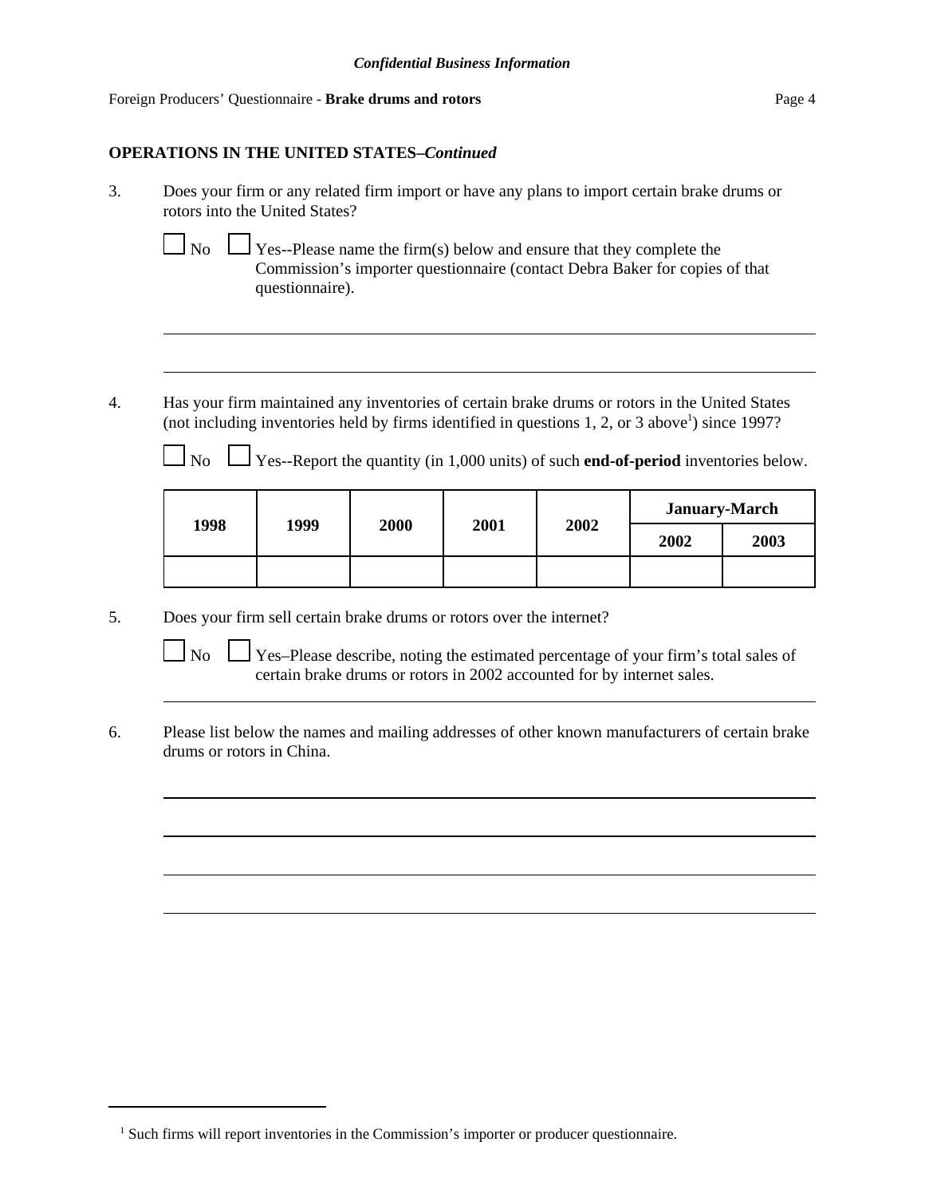**OPERATIONS IN THE UNITED STATES–*Continued***

3. Does your firm or any related firm import or have any plans to import certain brake drums or rotors into the United States?

   ☐ No ☐ Yes--Please name the firm(s) below and ensure that they complete the Commission's importer questionnaire (contact Debra Baker for copies of that questionnaire).

   ______________________________________________________________________

   ______________________________________________________________________

4. Has your firm maintained any inventories of certain brake drums or rotors in the United States (not including inventories held by firms identified in questions 1, 2, or 3 above[1]) since 1997?

   ☐ No ☐ Yes--Report the quantity (in 1,000 units) of such **end-of-period** inventories below.

| 1998 | 1999 | 2000 | 2001 | 2002 | January-March | |
|---|---|---|---|---|---|---|
| | | | | | 2002 | 2003 |
| | | | | | | |

5. Does your firm sell certain brake drums or rotors over the internet?

   ☐ No ☐ Yes–Please describe, noting the estimated percentage of your firm's total sales of certain brake drums or rotors in 2002 accounted for by internet sales.

   ______________________________________________________________________

6. Please list below the names and mailing addresses of other known manufacturers of certain brake drums or rotors in China.

   ______________________________________________________________________

   ______________________________________________________________________

   ______________________________________________________________________

   ______________________________________________________________________

[1] Such firms will report inventories in the Commission's importer or producer questionnaire.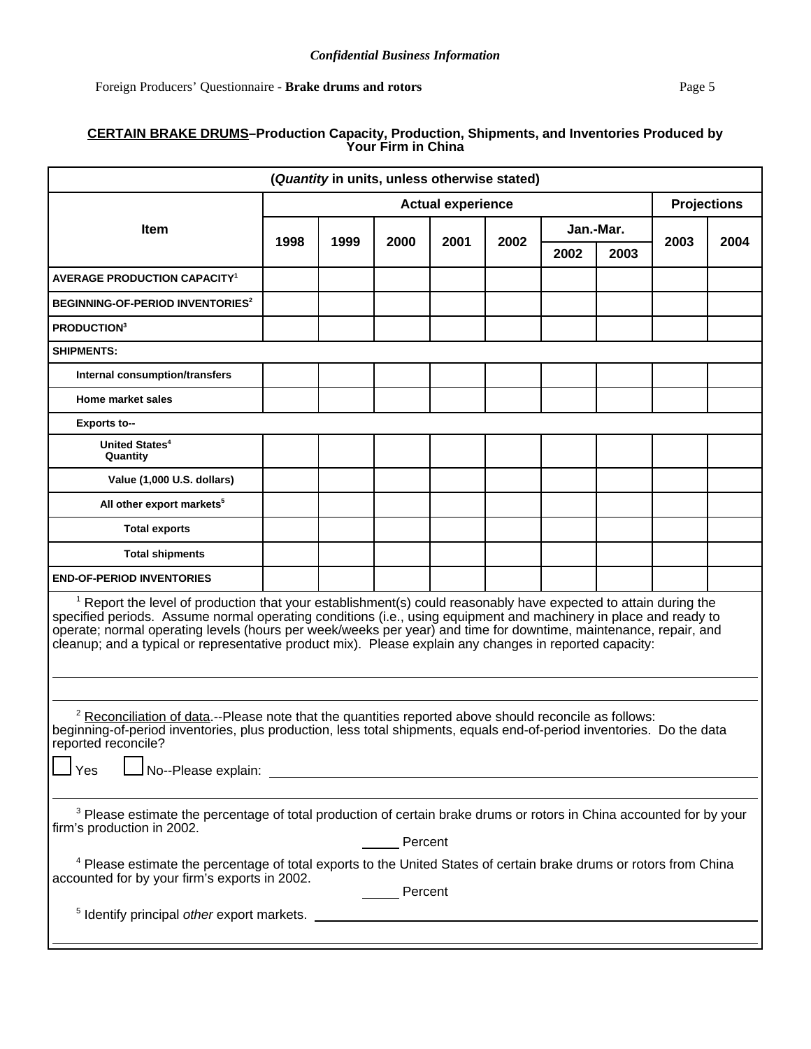*Confidential Business Information*

Foreign Producers' Questionnaire - **Brake drums and rotors**

### CERTAIN BRAKE DRUMS–Production Capacity, Production, Shipments, and Inventories Produced by Your Firm in China

| (*Quantity* in units, unless otherwise stated) | | | | | | | | | |
|---|---|---|---|---|---|---|---|---|---|
| **Item** | **Actual experience** | | | | | | | **Projections** | |
| | **1998** | **1999** | **2000** | **2001** | **2002** | **Jan.-Mar.** | | **2003** | **2004** |
| | | | | | | **2002** | **2003** | | |
| **AVERAGE PRODUCTION CAPACITY**[1] | | | | | | | | | |
| **BEGINNING-OF-PERIOD INVENTORIES**[2] | | | | | | | | | |
| **PRODUCTION**[3] | | | | | | | | | |
| **SHIPMENTS:** | | | | | | | | | |
| **Internal consumption/transfers** | | | | | | | | | |
| **Home market sales** | | | | | | | | | |
| **Exports to--** | | | | | | | | | |
| **United States**[4] **Quantity** | | | | | | | | | |
| **Value (1,000 U.S. dollars)** | | | | | | | | | |
| **All other export markets**[5] | | | | | | | | | |
| **Total exports** | | | | | | | | | |
| **Total shipments** | | | | | | | | | |
| **END-OF-PERIOD INVENTORIES** | | | | | | | | | |

[1] Report the level of production that your establishment(s) could reasonably have expected to attain during the specified periods. Assume normal operating conditions (i.e., using equipment and machinery in place and ready to operate; normal operating levels (hours per week/weeks per year) and time for downtime, maintenance, repair, and cleanup; and a typical or representative product mix). Please explain any changes in reported capacity:

\_\_\_\_\_\_\_\_\_\_\_\_\_\_\_\_\_\_\_\_\_\_\_\_\_\_\_\_\_\_\_\_\_\_\_\_\_\_\_\_\_\_\_\_\_\_\_\_\_\_\_\_\_\_\_\_\_\_\_\_

[2] Reconciliation of data.--Please note that the quantities reported above should reconcile as follows: beginning-of-period inventories, plus production, less total shipments, equals end-of-period inventories. Do the data reported reconcile?

☐ Yes ☐ No--Please explain: \_\_\_\_\_\_\_\_\_\_\_\_\_\_\_\_\_\_\_\_\_\_\_\_\_\_\_\_\_\_\_\_\_\_\_\_\_\_\_\_

[3] Please estimate the percentage of total production of certain brake drums or rotors in China accounted for by your firm's production in 2002.

\_\_\_\_\_ Percent

[4] Please estimate the percentage of total exports to the United States of certain brake drums or rotors from China accounted for by your firm's exports in 2002.

\_\_\_\_\_ Percent

[5] Identify principal *other* export markets. \_\_\_\_\_\_\_\_\_\_\_\_\_\_\_\_\_\_\_\_\_\_\_\_\_\_\_\_\_\_\_\_\_\_\_\_\_\_\_\_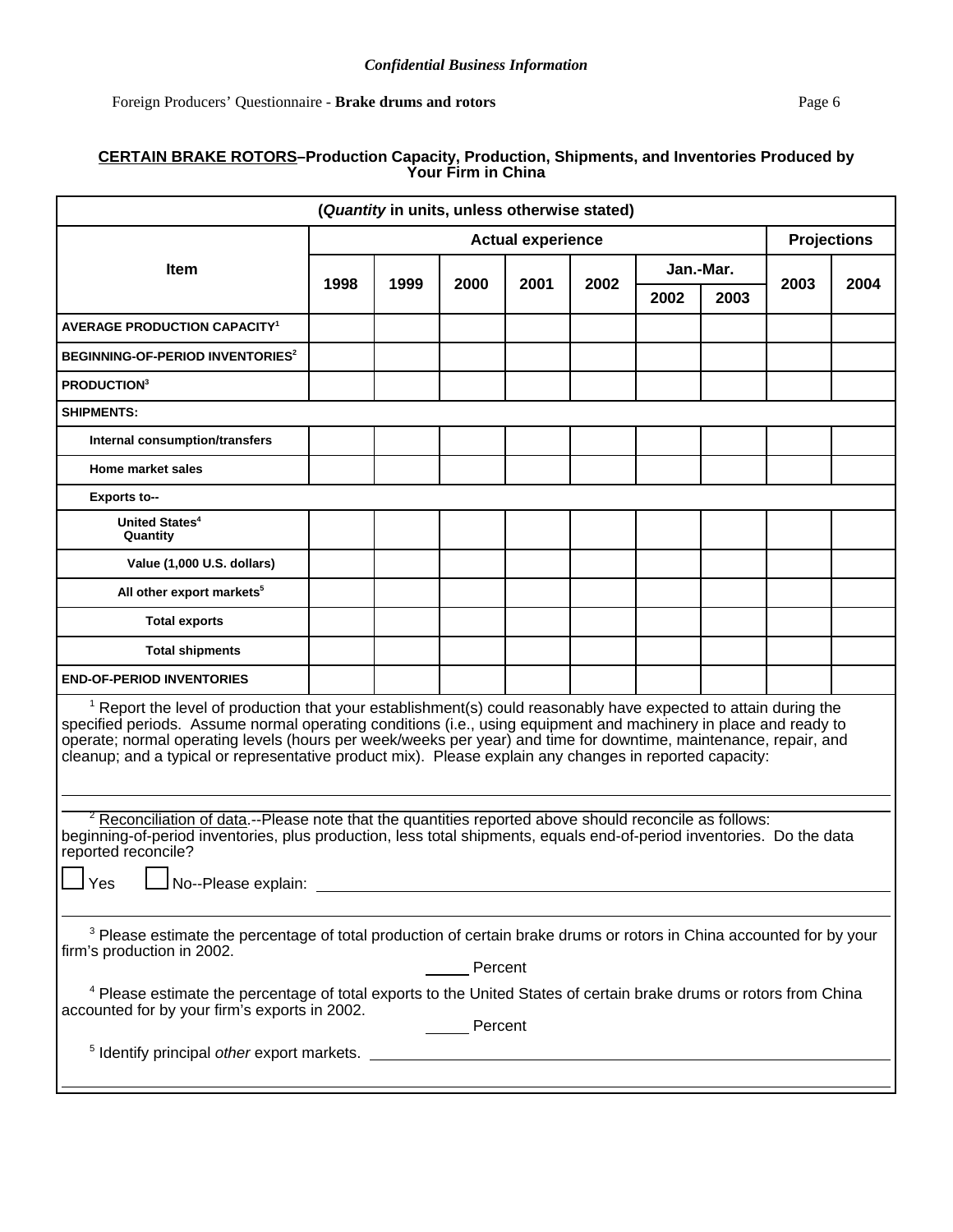*Confidential Business Information*

Foreign Producers' Questionnaire - **Brake drums and rotors**

### <u>CERTAIN BRAKE ROTORS</u>–Production Capacity, Production, Shipments, and Inventories Produced by Your Firm in China

| (*Quantity* in units, unless otherwise stated) | | | | | | | | | |
|---|---|---|---|---|---|---|---|---|---|
| **Item** | **Actual experience** | | | | | | | **Projections** | |
| | **1998** | **1999** | **2000** | **2001** | **2002** | **Jan.-Mar.** | | **2003** | **2004** |
| | | | | | | **2002** | **2003** | | |
| **AVERAGE PRODUCTION CAPACITY**[1] | | | | | | | | | |
| **BEGINNING-OF-PERIOD INVENTORIES**[2] | | | | | | | | | |
| **PRODUCTION**[3] | | | | | | | | | |
| **SHIPMENTS:** | | | | | | | | | |
| **Internal consumption/transfers** | | | | | | | | | |
| **Home market sales** | | | | | | | | | |
| **Exports to--** | | | | | | | | | |
| **United States**[4] **Quantity** | | | | | | | | | |
| **Value (1,000 U.S. dollars)** | | | | | | | | | |
| **All other export markets**[5] | | | | | | | | | |
| **Total exports** | | | | | | | | | |
| **Total shipments** | | | | | | | | | |
| **END-OF-PERIOD INVENTORIES** | | | | | | | | | |

[1] Report the level of production that your establishment(s) could reasonably have expected to attain during the specified periods. Assume normal operating conditions (i.e., using equipment and machinery in place and ready to operate; normal operating levels (hours per week/weeks per year) and time for downtime, maintenance, repair, and cleanup; and a typical or representative product mix). Please explain any changes in reported capacity:

______________________________________________________________________

[2] <u>Reconciliation of data</u>.--Please note that the quantities reported above should reconcile as follows: beginning-of-period inventories, plus production, less total shipments, equals end-of-period inventories. Do the data reported reconcile?

☐ Yes ☐ No--Please explain: ______________________________________________

[3] Please estimate the percentage of total production of certain brake drums or rotors in China accounted for by your firm's production in 2002.

_____ Percent

[4] Please estimate the percentage of total exports to the United States of certain brake drums or rotors from China accounted for by your firm's exports in 2002.

_____ Percent

[5] Identify principal *other* export markets. ______________________________________________